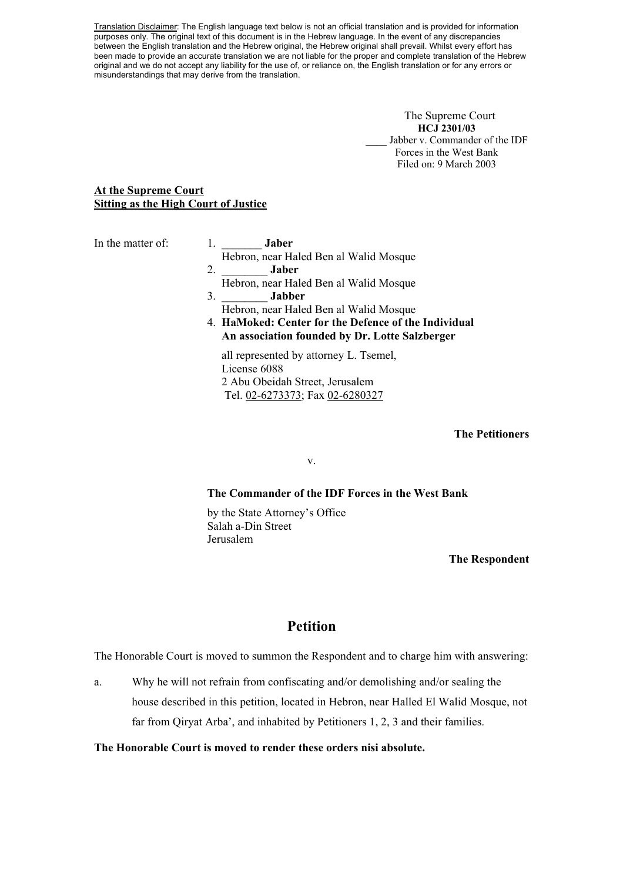<u>Translation Disclaimer</u>: The English language text below is not an official translation and is provided for information purposes only. The original text of this document is in the Hebrew language. In the event of any discrepancies between the English translation and the Hebrew original, the Hebrew original shall prevail. Whilst every effort has been made to provide an accurate translation we are not liable for the proper and complete translation of the Hebrew original and we do not accept any liability for the use of, or reliance on, the English translation or for any errors or misunderstandings that may derive from the translation.

The Supreme Court
**HCJ 2301/03**
____ Jabber v. Commander of the IDF Forces in the West Bank
Filed on: 9 March 2003

**At the Supreme Court**
**Sitting as the High Court of Justice**

In the matter of:

1. _______ **Jaber**
   Hebron, near Haled Ben al Walid Mosque
2. ________ **Jaber**
   Hebron, near Haled Ben al Walid Mosque
3. ________ **Jabber**
   Hebron, near Haled Ben al Walid Mosque
4. **HaMoked: Center for the Defence of the Individual**
   **An association founded by Dr. Lotte Salzberger**

   all represented by attorney L. Tsemel,
   License 6088
   2 Abu Obeidah Street, Jerusalem
   Tel. 02-6273373; Fax 02-6280327

**The Petitioners**

v.

**The Commander of the IDF Forces in the West Bank**

by the State Attorney's Office
Salah a-Din Street
Jerusalem

**The Respondent**

# Petition

The Honorable Court is moved to summon the Respondent and to charge him with answering:

a. Why he will not refrain from confiscating and/or demolishing and/or sealing the house described in this petition, located in Hebron, near Halled El Walid Mosque, not far from Qiryat Arba', and inhabited by Petitioners 1, 2, 3 and their families.

**The Honorable Court is moved to render these orders nisi absolute.**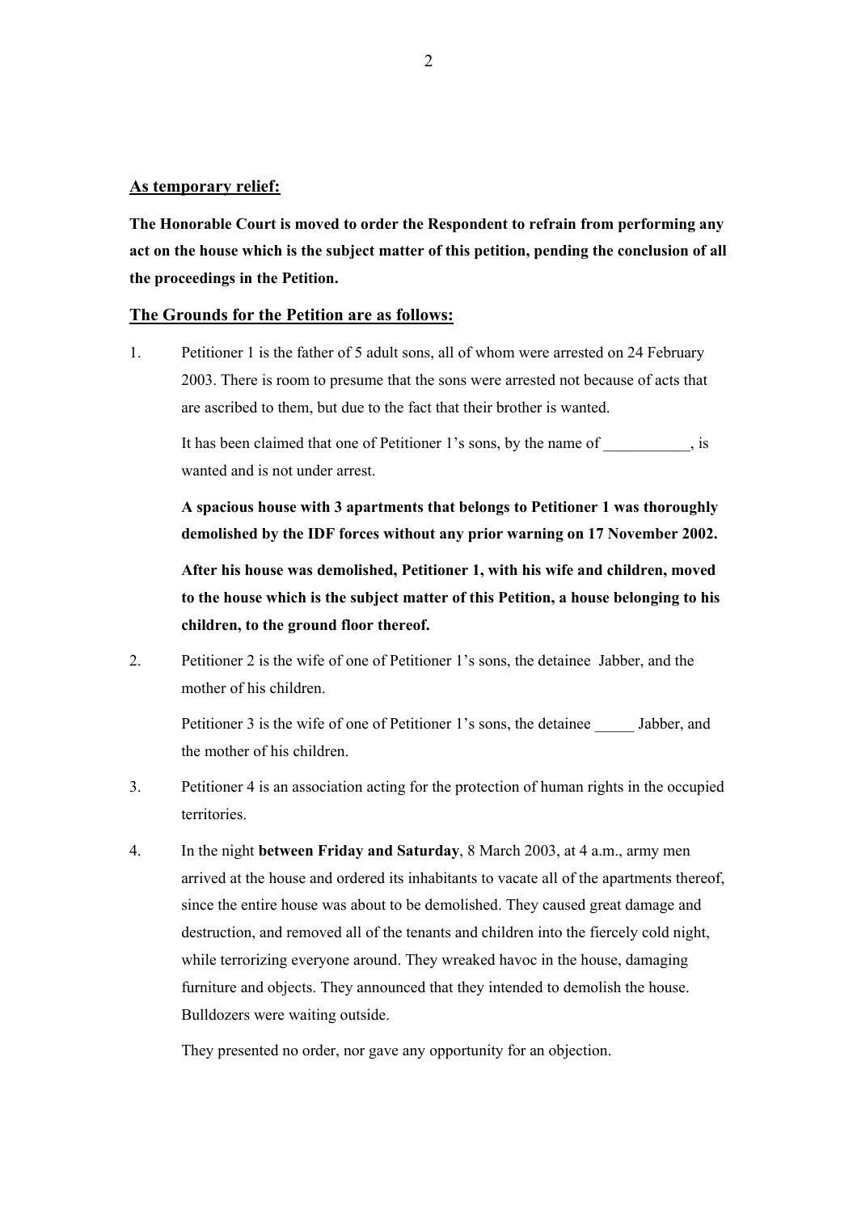## As temporary relief:

**The Honorable Court is moved to order the Respondent to refrain from performing any act on the house which is the subject matter of this petition, pending the conclusion of all the proceedings in the Petition.**

## The Grounds for the Petition are as follows:

1. Petitioner 1 is the father of 5 adult sons, all of whom were arrested on 24 February 2003. There is room to presume that the sons were arrested not because of acts that are ascribed to them, but due to the fact that their brother is wanted.

   It has been claimed that one of Petitioner 1's sons, by the name of ___________, is wanted and is not under arrest.

   **A spacious house with 3 apartments that belongs to Petitioner 1 was thoroughly demolished by the IDF forces without any prior warning on 17 November 2002.**

   **After his house was demolished, Petitioner 1, with his wife and children, moved to the house which is the subject matter of this Petition, a house belonging to his children, to the ground floor thereof.**

2. Petitioner 2 is the wife of one of Petitioner 1's sons, the detainee Jabber, and the mother of his children.

   Petitioner 3 is the wife of one of Petitioner 1's sons, the detainee _____ Jabber, and the mother of his children.

3. Petitioner 4 is an association acting for the protection of human rights in the occupied territories.

4. In the night **between Friday and Saturday**, 8 March 2003, at 4 a.m., army men arrived at the house and ordered its inhabitants to vacate all of the apartments thereof, since the entire house was about to be demolished. They caused great damage and destruction, and removed all of the tenants and children into the fiercely cold night, while terrorizing everyone around. They wreaked havoc in the house, damaging furniture and objects. They announced that they intended to demolish the house. Bulldozers were waiting outside.

   They presented no order, nor gave any opportunity for an objection.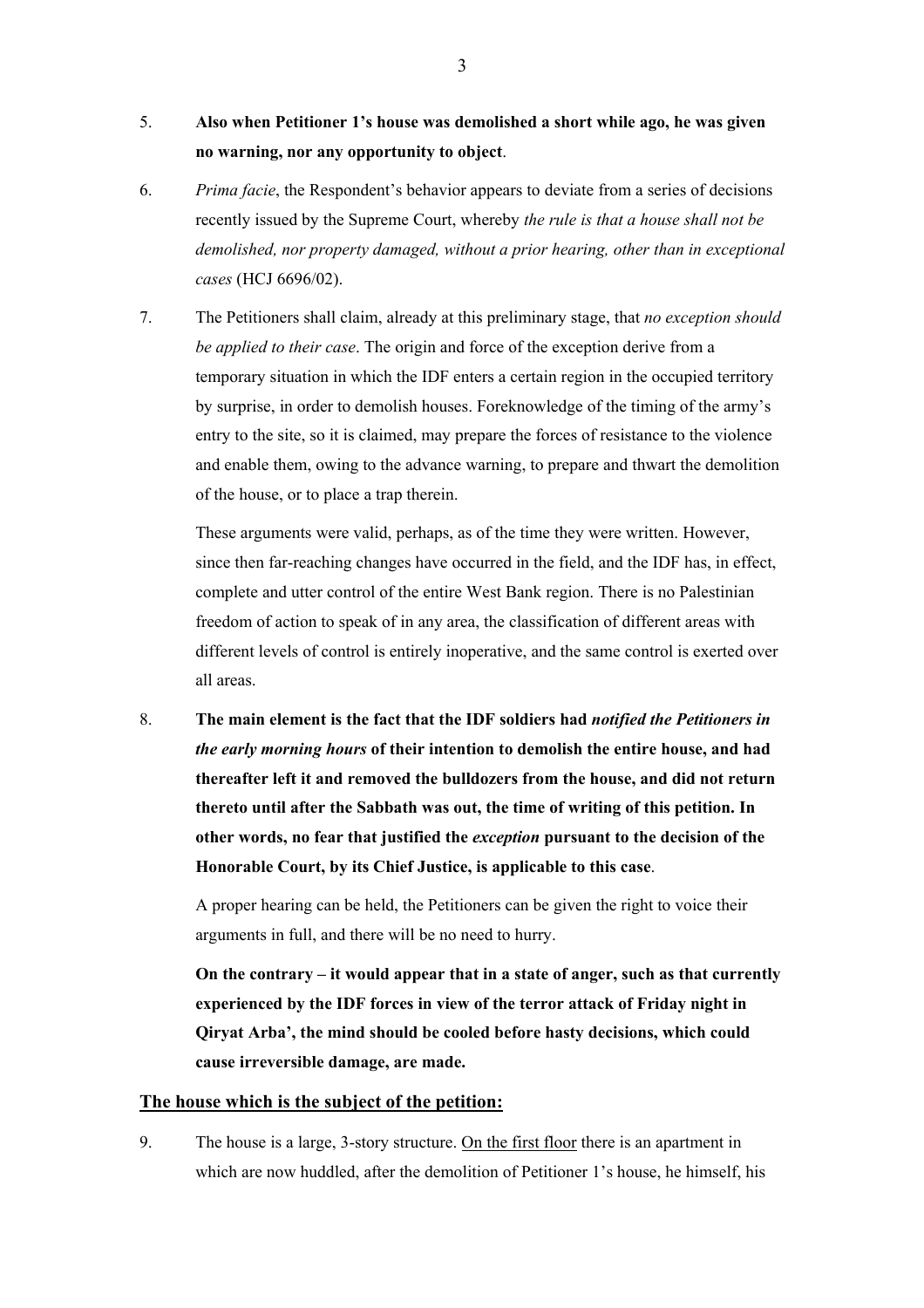5. **Also when Petitioner 1's house was demolished a short while ago, he was given no warning, nor any opportunity to object**.

6. *Prima facie*, the Respondent's behavior appears to deviate from a series of decisions recently issued by the Supreme Court, whereby *the rule is that a house shall not be demolished, nor property damaged, without a prior hearing, other than in exceptional cases* (HCJ 6696/02).

7. The Petitioners shall claim, already at this preliminary stage, that *no exception should be applied to their case*. The origin and force of the exception derive from a temporary situation in which the IDF enters a certain region in the occupied territory by surprise, in order to demolish houses. Foreknowledge of the timing of the army's entry to the site, so it is claimed, may prepare the forces of resistance to the violence and enable them, owing to the advance warning, to prepare and thwart the demolition of the house, or to place a trap therein.

   These arguments were valid, perhaps, as of the time they were written. However, since then far-reaching changes have occurred in the field, and the IDF has, in effect, complete and utter control of the entire West Bank region. There is no Palestinian freedom of action to speak of in any area, the classification of different areas with different levels of control is entirely inoperative, and the same control is exerted over all areas.

8. **The main element is the fact that the IDF soldiers had *notified the Petitioners in the early morning hours* of their intention to demolish the entire house, and had thereafter left it and removed the bulldozers from the house, and did not return thereto until after the Sabbath was out, the time of writing of this petition. In other words, no fear that justified the *exception* pursuant to the decision of the Honorable Court, by its Chief Justice, is applicable to this case**.

   A proper hearing can be held, the Petitioners can be given the right to voice their arguments in full, and there will be no need to hurry.

   **On the contrary – it would appear that in a state of anger, such as that currently experienced by the IDF forces in view of the terror attack of Friday night in Qiryat Arba', the mind should be cooled before hasty decisions, which could cause irreversible damage, are made.**

## The house which is the subject of the petition:

9. The house is a large, 3-story structure. On the first floor there is an apartment in which are now huddled, after the demolition of Petitioner 1's house, he himself, his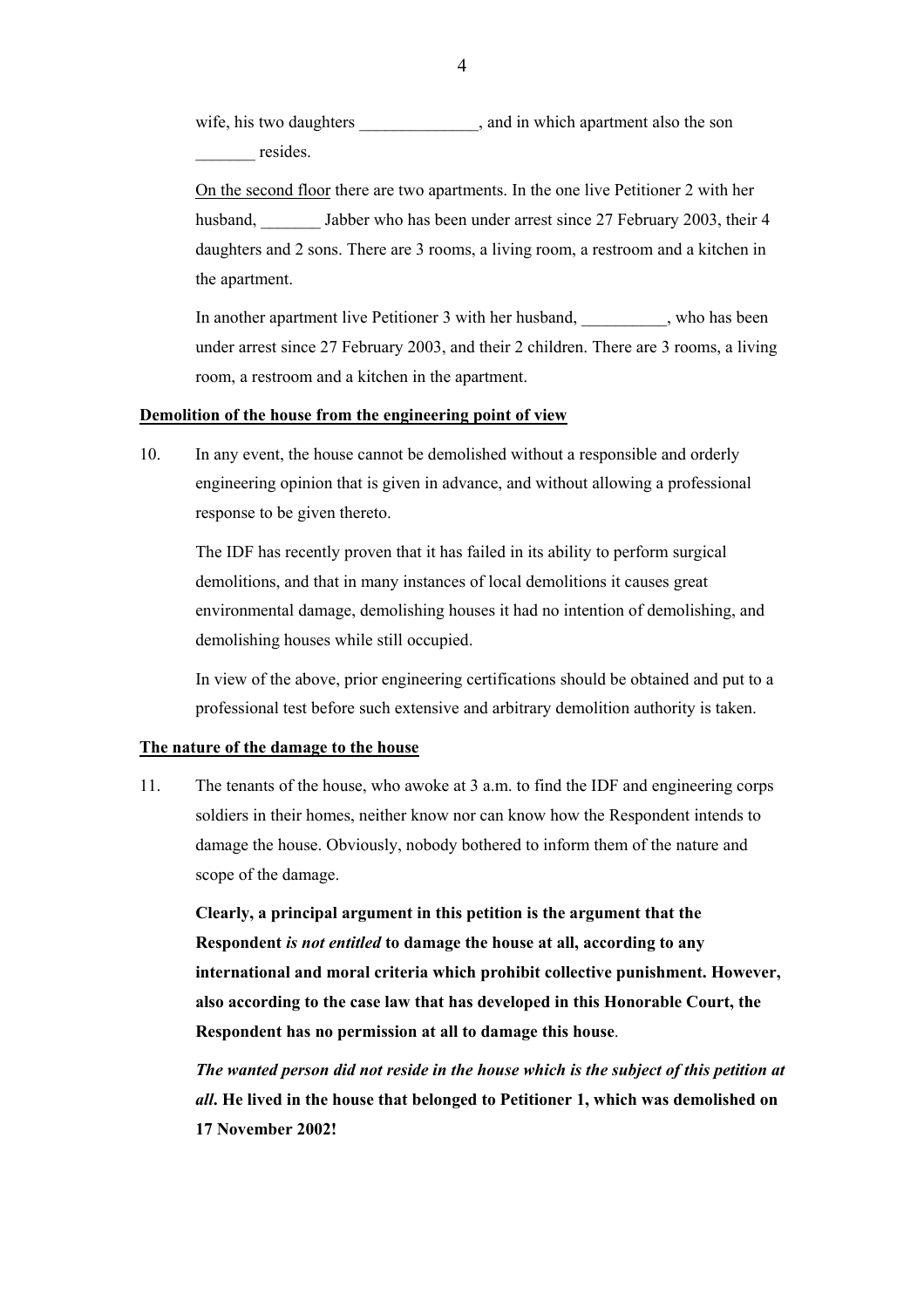wife, his two daughters ______________, and in which apartment also the son _______ resides.

<u>On the second floor</u> there are two apartments. In the one live Petitioner 2 with her husband, _______ Jabber who has been under arrest since 27 February 2003, their 4 daughters and 2 sons. There are 3 rooms, a living room, a restroom and a kitchen in the apartment.

In another apartment live Petitioner 3 with her husband, __________, who has been under arrest since 27 February 2003, and their 2 children. There are 3 rooms, a living room, a restroom and a kitchen in the apartment.

**<u>Demolition of the house from the engineering point of view</u>**

10. In any event, the house cannot be demolished without a responsible and orderly engineering opinion that is given in advance, and without allowing a professional response to be given thereto.

    The IDF has recently proven that it has failed in its ability to perform surgical demolitions, and that in many instances of local demolitions it causes great environmental damage, demolishing houses it had no intention of demolishing, and demolishing houses while still occupied.

    In view of the above, prior engineering certifications should be obtained and put to a professional test before such extensive and arbitrary demolition authority is taken.

**<u>The nature of the damage to the house</u>**

11. The tenants of the house, who awoke at 3 a.m. to find the IDF and engineering corps soldiers in their homes, neither know nor can know how the Respondent intends to damage the house. Obviously, nobody bothered to inform them of the nature and scope of the damage.

    **Clearly, a principal argument in this petition is the argument that the Respondent *is not entitled* to damage the house at all, according to any international and moral criteria which prohibit collective punishment. However, also according to the case law that has developed in this Honorable Court, the Respondent has no permission at all to damage this house**.

    ***The wanted person did not reside in the house which is the subject of this petition at all*. He lived in the house that belonged to Petitioner 1, which was demolished on 17 November 2002!**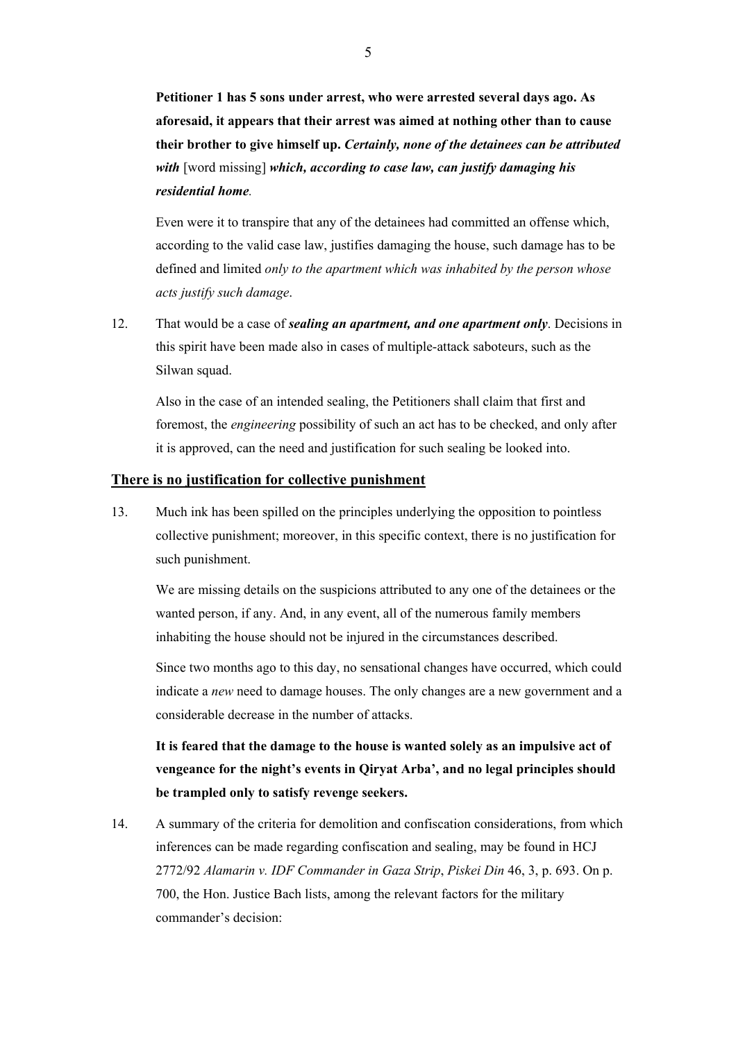**Petitioner 1 has 5 sons under arrest, who were arrested several days ago. As aforesaid, it appears that their arrest was aimed at nothing other than to cause their brother to give himself up.** ***Certainly, none of the detainees can be attributed with*** [word missing] ***which, according to case law, can justify damaging his residential home****.*

Even were it to transpire that any of the detainees had committed an offense which, according to the valid case law, justifies damaging the house, such damage has to be defined and limited *only to the apartment which was inhabited by the person whose acts justify such damage*.

12. That would be a case of ***sealing an apartment, and one apartment only***. Decisions in this spirit have been made also in cases of multiple-attack saboteurs, such as the Silwan squad.

    Also in the case of an intended sealing, the Petitioners shall claim that first and foremost, the *engineering* possibility of such an act has to be checked, and only after it is approved, can the need and justification for such sealing be looked into.

## There is no justification for collective punishment

13. Much ink has been spilled on the principles underlying the opposition to pointless collective punishment; moreover, in this specific context, there is no justification for such punishment.

    We are missing details on the suspicions attributed to any one of the detainees or the wanted person, if any. And, in any event, all of the numerous family members inhabiting the house should not be injured in the circumstances described.

    Since two months ago to this day, no sensational changes have occurred, which could indicate a *new* need to damage houses. The only changes are a new government and a considerable decrease in the number of attacks.

    **It is feared that the damage to the house is wanted solely as an impulsive act of vengeance for the night's events in Qiryat Arba', and no legal principles should be trampled only to satisfy revenge seekers.**

14. A summary of the criteria for demolition and confiscation considerations, from which inferences can be made regarding confiscation and sealing, may be found in HCJ 2772/92 *Alamarin v. IDF Commander in Gaza Strip*, *Piskei Din* 46, 3, p. 693. On p. 700, the Hon. Justice Bach lists, among the relevant factors for the military commander's decision: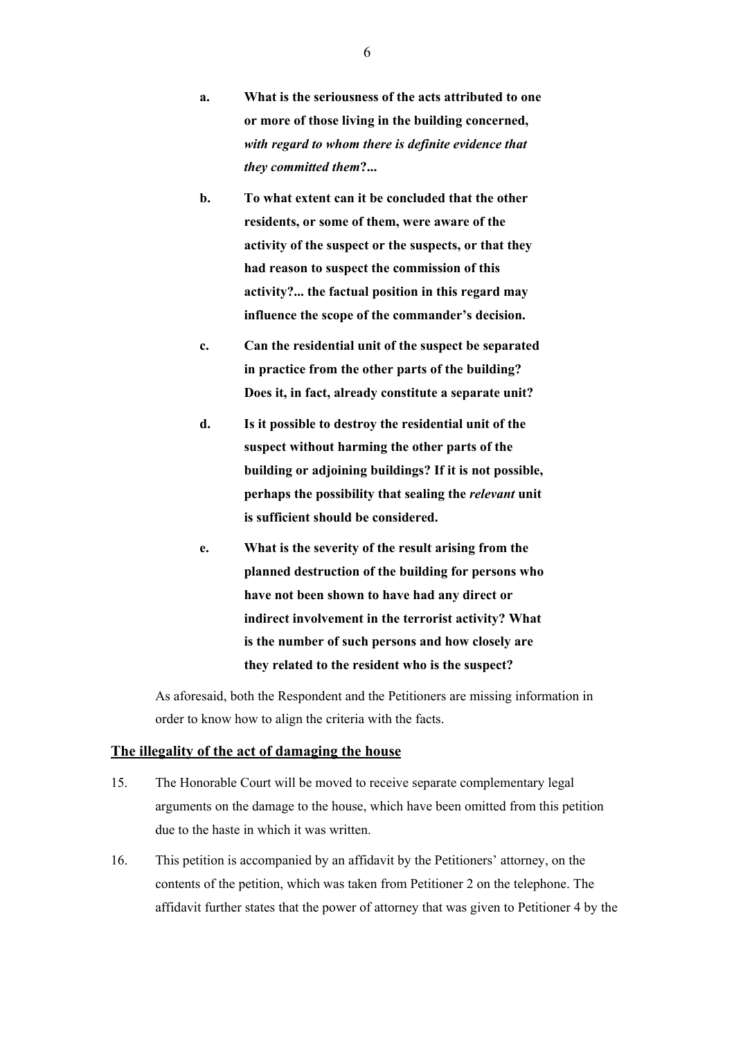- **a.** **What is the seriousness of the acts attributed to one or more of those living in the building concerned, *with regard to whom there is definite evidence that they committed them*?...**
- **b.** **To what extent can it be concluded that the other residents, or some of them, were aware of the activity of the suspect or the suspects, or that they had reason to suspect the commission of this activity?... the factual position in this regard may influence the scope of the commander's decision.**
- **c.** **Can the residential unit of the suspect be separated in practice from the other parts of the building? Does it, in fact, already constitute a separate unit?**
- **d.** **Is it possible to destroy the residential unit of the suspect without harming the other parts of the building or adjoining buildings? If it is not possible, perhaps the possibility that sealing the *relevant* unit is sufficient should be considered.**
- **e.** **What is the severity of the result arising from the planned destruction of the building for persons who have not been shown to have had any direct or indirect involvement in the terrorist activity? What is the number of such persons and how closely are they related to the resident who is the suspect?**

As aforesaid, both the Respondent and the Petitioners are missing information in order to know how to align the criteria with the facts.

## <u>The illegality of the act of damaging the house</u>

15. The Honorable Court will be moved to receive separate complementary legal arguments on the damage to the house, which have been omitted from this petition due to the haste in which it was written.

16. This petition is accompanied by an affidavit by the Petitioners' attorney, on the contents of the petition, which was taken from Petitioner 2 on the telephone. The affidavit further states that the power of attorney that was given to Petitioner 4 by the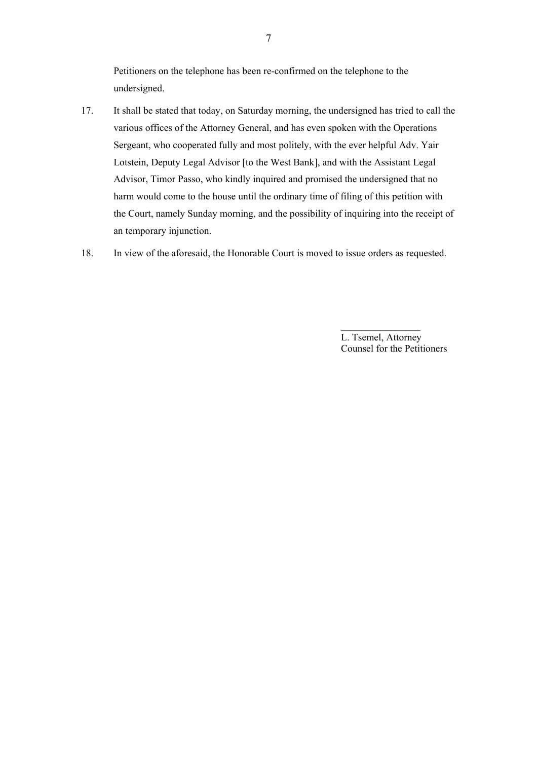Petitioners on the telephone has been re-confirmed on the telephone to the undersigned.

17. It shall be stated that today, on Saturday morning, the undersigned has tried to call the various offices of the Attorney General, and has even spoken with the Operations Sergeant, who cooperated fully and most politely, with the ever helpful Adv. Yair Lotstein, Deputy Legal Advisor [to the West Bank], and with the Assistant Legal Advisor, Timor Passo, who kindly inquired and promised the undersigned that no harm would come to the house until the ordinary time of filing of this petition with the Court, namely Sunday morning, and the possibility of inquiring into the receipt of an temporary injunction.

18. In view of the aforesaid, the Honorable Court is moved to issue orders as requested.

\_\_\_\_\_\_\_\_\_\_\_\_\_\_\_\_

L. Tsemel, Attorney

Counsel for the Petitioners